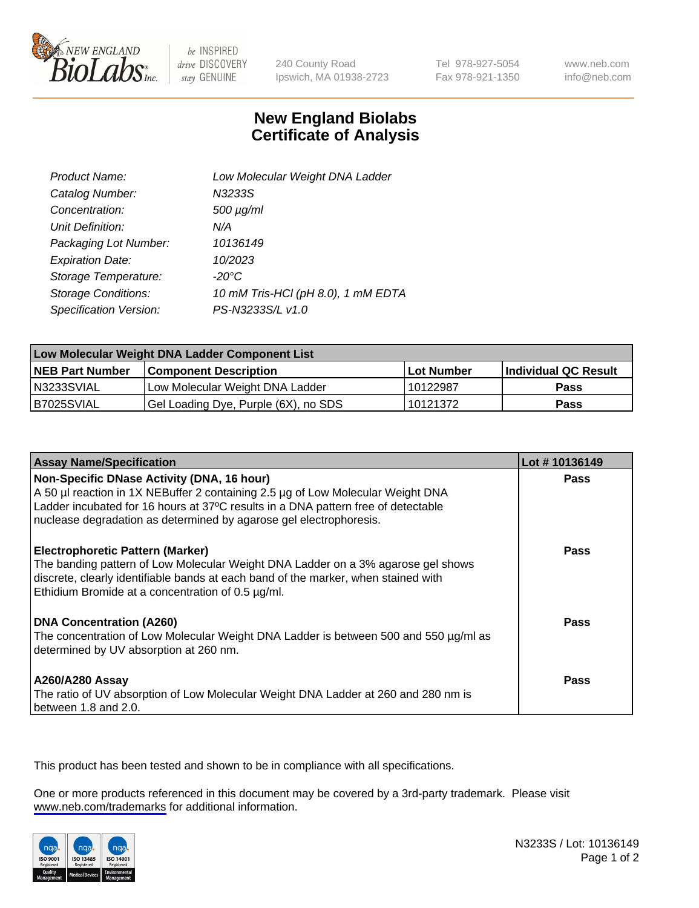# New England Biolabs Certificate of Analysis

| | |
|---|---|
| Product Name: | Low Molecular Weight DNA Ladder |
| Catalog Number: | N3233S |
| Concentration: | 500 µg/ml |
| Unit Definition: | N/A |
| Packaging Lot Number: | 10136149 |
| Expiration Date: | 10/2023 |
| Storage Temperature: | -20°C |
| Storage Conditions: | 10 mM Tris-HCl (pH 8.0), 1 mM EDTA |
| Specification Version: | PS-N3233S/L v1.0 |

| Low Molecular Weight DNA Ladder Component List | | | |
|---|---|---|---|
| **NEB Part Number** | **Component Description** | **Lot Number** | **Individual QC Result** |
| N3233SVIAL | Low Molecular Weight DNA Ladder | 10122987 | **Pass** |
| B7025SVIAL | Gel Loading Dye, Purple (6X), no SDS | 10121372 | **Pass** |

| Assay Name/Specification | Lot # 10136149 |
|---|---|
| **Non-Specific DNase Activity (DNA, 16 hour)**<br>A 50 µl reaction in 1X NEBuffer 2 containing 2.5 µg of Low Molecular Weight DNA Ladder incubated for 16 hours at 37ºC results in a DNA pattern free of detectable nuclease degradation as determined by agarose gel electrophoresis. | **Pass** |
| **Electrophoretic Pattern (Marker)**<br>The banding pattern of Low Molecular Weight DNA Ladder on a 3% agarose gel shows discrete, clearly identifiable bands at each band of the marker, when stained with Ethidium Bromide at a concentration of 0.5 µg/ml. | **Pass** |
| **DNA Concentration (A260)**<br>The concentration of Low Molecular Weight DNA Ladder is between 500 and 550 µg/ml as determined by UV absorption at 260 nm. | **Pass** |
| **A260/A280 Assay**<br>The ratio of UV absorption of Low Molecular Weight DNA Ladder at 260 and 280 nm is between 1.8 and 2.0. | **Pass** |

This product has been tested and shown to be in compliance with all specifications.

One or more products referenced in this document may be covered by a 3rd-party trademark. Please visit www.neb.com/trademarks for additional information.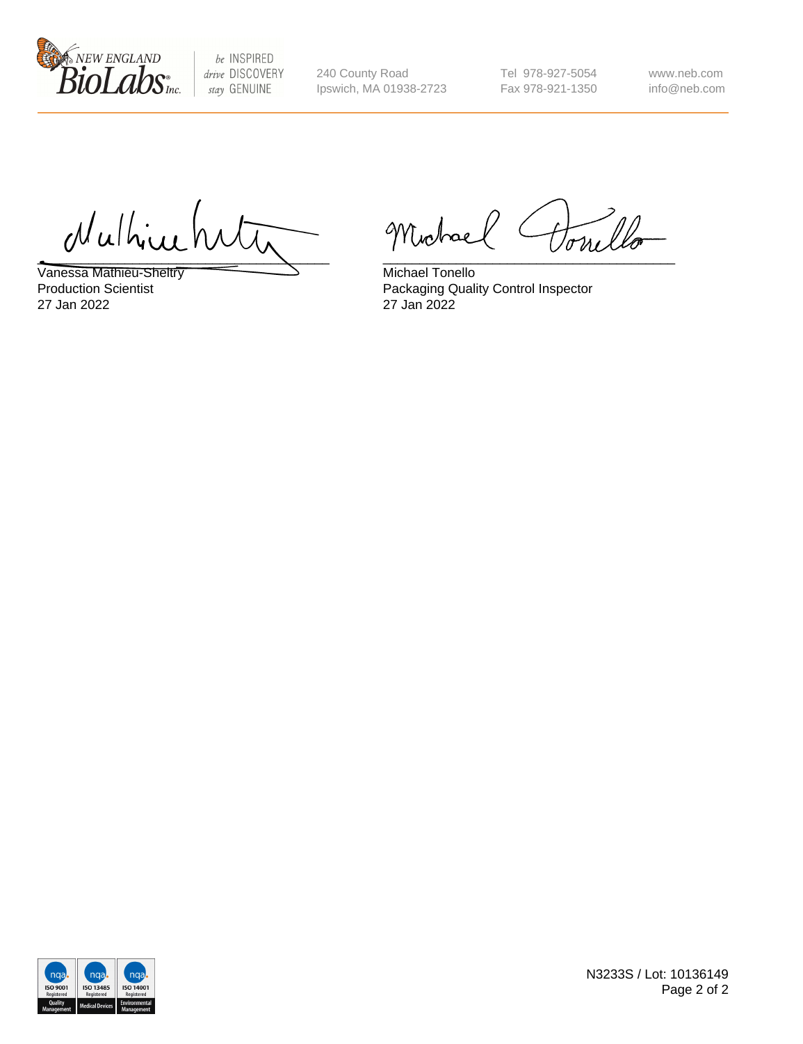NEW ENGLAND BioLabs Inc. — be INSPIRED drive DISCOVERY stay GENUINE

240 County Road
Ipswich, MA 01938-2723

Tel 978-927-5054
Fax 978-921-1350

www.neb.com
info@neb.com

Vanessa Mathieu-Sheltry
Production Scientist
27 Jan 2022

Michael Tonello
Packaging Quality Control Inspector
27 Jan 2022

nqa ISO 9001 Registered Quality Management | nqa ISO 13485 Registered Medical Devices | nqa ISO 14001 Registered Environmental Management

N3233S / Lot: 10136149